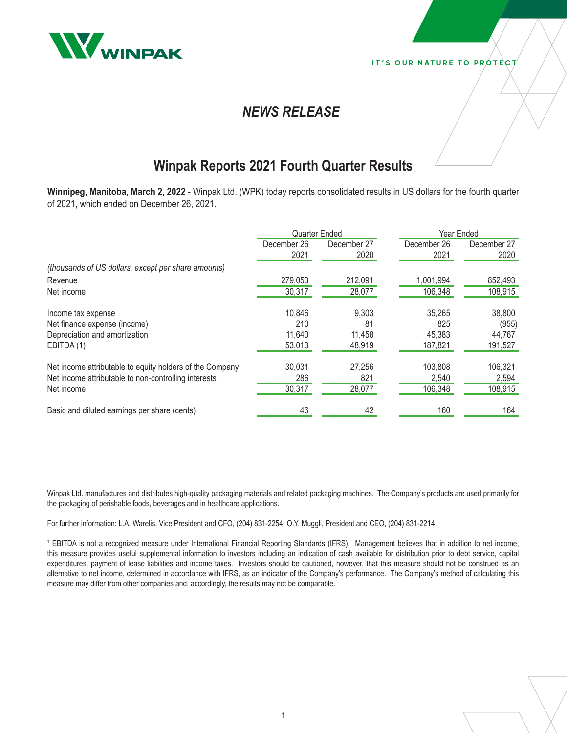WINPAK

IT'S OUR NATURE TO PROTECT

# *NEWS RELEASE*

## Winpak Reports 2021 Fourth Quarter Results

**Winnipeg, Manitoba, March 2, 2022** - Winpak Ltd. (WPK) today reports consolidated results in US dollars for the fourth quarter of 2021, which ended on December 26, 2021.

| | Quarter Ended | | Year Ended | |
|---|---|---|---|---|
| | December 26 2021 | December 27 2020 | December 26 2021 | December 27 2020 |
| *(thousands of US dollars, except per share amounts)* | | | | |
| Revenue | 279,053 | 212,091 | 1,001,994 | 852,493 |
| Net income | 30,317 | 28,077 | 106,348 | 108,915 |
| | | | | |
| Income tax expense | 10,846 | 9,303 | 35,265 | 38,800 |
| Net finance expense (income) | 210 | 81 | 825 | (955) |
| Depreciation and amortization | 11,640 | 11,458 | 45,383 | 44,767 |
| EBITDA (1) | 53,013 | 48,919 | 187,821 | 191,527 |
| | | | | |
| Net income attributable to equity holders of the Company | 30,031 | 27,256 | 103,808 | 106,321 |
| Net income attributable to non-controlling interests | 286 | 821 | 2,540 | 2,594 |
| Net income | 30,317 | 28,077 | 106,348 | 108,915 |
| | | | | |
| Basic and diluted earnings per share (cents) | 46 | 42 | 160 | 164 |

Winpak Ltd. manufactures and distributes high-quality packaging materials and related packaging machines. The Company's products are used primarily for the packaging of perishable foods, beverages and in healthcare applications.

For further information: L.A. Warelis, Vice President and CFO, (204) 831-2254; O.Y. Muggli, President and CEO, (204) 831-2214

[1] EBITDA is not a recognized measure under International Financial Reporting Standards (IFRS). Management believes that in addition to net income, this measure provides useful supplemental information to investors including an indication of cash available for distribution prior to debt service, capital expenditures, payment of lease liabilities and income taxes. Investors should be cautioned, however, that this measure should not be construed as an alternative to net income, determined in accordance with IFRS, as an indicator of the Company's performance. The Company's method of calculating this measure may differ from other companies and, accordingly, the results may not be comparable.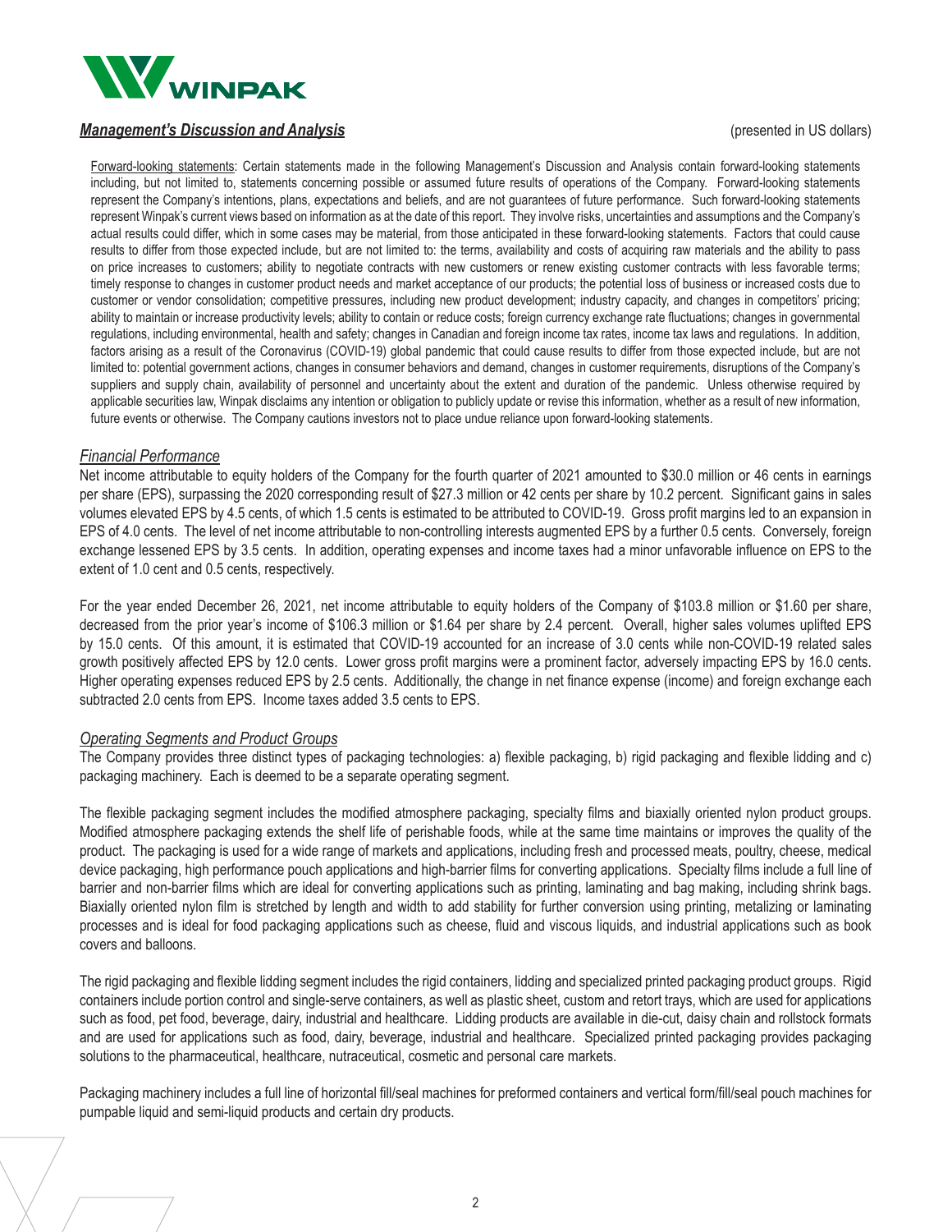WINPAK

***Management's Discussion and Analysis*** (presented in US dollars)

Forward-looking statements: Certain statements made in the following Management's Discussion and Analysis contain forward-looking statements including, but not limited to, statements concerning possible or assumed future results of operations of the Company. Forward-looking statements represent the Company's intentions, plans, expectations and beliefs, and are not guarantees of future performance. Such forward-looking statements represent Winpak's current views based on information as at the date of this report. They involve risks, uncertainties and assumptions and the Company's actual results could differ, which in some cases may be material, from those anticipated in these forward-looking statements. Factors that could cause results to differ from those expected include, but are not limited to: the terms, availability and costs of acquiring raw materials and the ability to pass on price increases to customers; ability to negotiate contracts with new customers or renew existing customer contracts with less favorable terms; timely response to changes in customer product needs and market acceptance of our products; the potential loss of business or increased costs due to customer or vendor consolidation; competitive pressures, including new product development; industry capacity, and changes in competitors' pricing; ability to maintain or increase productivity levels; ability to contain or reduce costs; foreign currency exchange rate fluctuations; changes in governmental regulations, including environmental, health and safety; changes in Canadian and foreign income tax rates, income tax laws and regulations. In addition, factors arising as a result of the Coronavirus (COVID-19) global pandemic that could cause results to differ from those expected include, but are not limited to: potential government actions, changes in consumer behaviors and demand, changes in customer requirements, disruptions of the Company's suppliers and supply chain, availability of personnel and uncertainty about the extent and duration of the pandemic. Unless otherwise required by applicable securities law, Winpak disclaims any intention or obligation to publicly update or revise this information, whether as a result of new information, future events or otherwise. The Company cautions investors not to place undue reliance upon forward-looking statements.

*Financial Performance*

Net income attributable to equity holders of the Company for the fourth quarter of 2021 amounted to $30.0 million or 46 cents in earnings per share (EPS), surpassing the 2020 corresponding result of $27.3 million or 42 cents per share by 10.2 percent. Significant gains in sales volumes elevated EPS by 4.5 cents, of which 1.5 cents is estimated to be attributed to COVID-19. Gross profit margins led to an expansion in EPS of 4.0 cents. The level of net income attributable to non-controlling interests augmented EPS by a further 0.5 cents. Conversely, foreign exchange lessened EPS by 3.5 cents. In addition, operating expenses and income taxes had a minor unfavorable influence on EPS to the extent of 1.0 cent and 0.5 cents, respectively.

For the year ended December 26, 2021, net income attributable to equity holders of the Company of $103.8 million or $1.60 per share, decreased from the prior year's income of $106.3 million or $1.64 per share by 2.4 percent. Overall, higher sales volumes uplifted EPS by 15.0 cents. Of this amount, it is estimated that COVID-19 accounted for an increase of 3.0 cents while non-COVID-19 related sales growth positively affected EPS by 12.0 cents. Lower gross profit margins were a prominent factor, adversely impacting EPS by 16.0 cents. Higher operating expenses reduced EPS by 2.5 cents. Additionally, the change in net finance expense (income) and foreign exchange each subtracted 2.0 cents from EPS. Income taxes added 3.5 cents to EPS.

*Operating Segments and Product Groups*

The Company provides three distinct types of packaging technologies: a) flexible packaging, b) rigid packaging and flexible lidding and c) packaging machinery. Each is deemed to be a separate operating segment.

The flexible packaging segment includes the modified atmosphere packaging, specialty films and biaxially oriented nylon product groups. Modified atmosphere packaging extends the shelf life of perishable foods, while at the same time maintains or improves the quality of the product. The packaging is used for a wide range of markets and applications, including fresh and processed meats, poultry, cheese, medical device packaging, high performance pouch applications and high-barrier films for converting applications. Specialty films include a full line of barrier and non-barrier films which are ideal for converting applications such as printing, laminating and bag making, including shrink bags. Biaxially oriented nylon film is stretched by length and width to add stability for further conversion using printing, metalizing or laminating processes and is ideal for food packaging applications such as cheese, fluid and viscous liquids, and industrial applications such as book covers and balloons.

The rigid packaging and flexible lidding segment includes the rigid containers, lidding and specialized printed packaging product groups. Rigid containers include portion control and single-serve containers, as well as plastic sheet, custom and retort trays, which are used for applications such as food, pet food, beverage, dairy, industrial and healthcare. Lidding products are available in die-cut, daisy chain and rollstock formats and are used for applications such as food, dairy, beverage, industrial and healthcare. Specialized printed packaging provides packaging solutions to the pharmaceutical, healthcare, nutraceutical, cosmetic and personal care markets.

Packaging machinery includes a full line of horizontal fill/seal machines for preformed containers and vertical form/fill/seal pouch machines for pumpable liquid and semi-liquid products and certain dry products.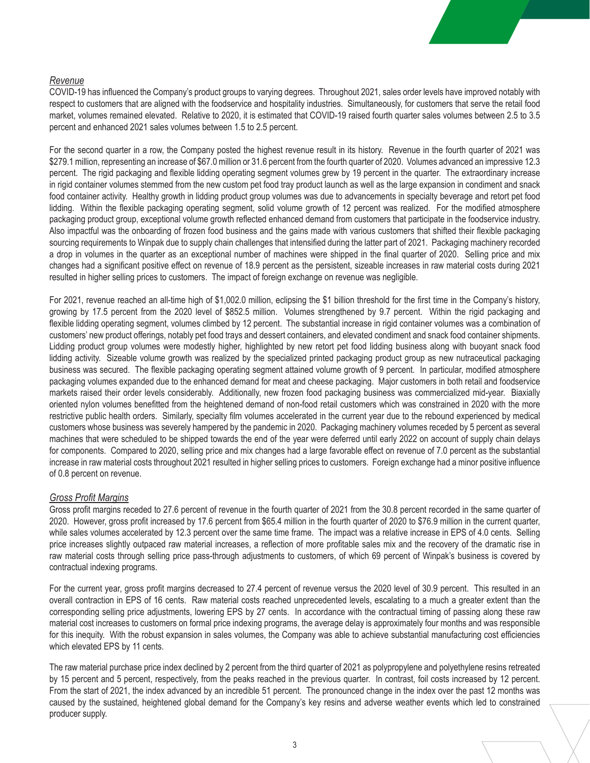*Revenue*

COVID-19 has influenced the Company's product groups to varying degrees. Throughout 2021, sales order levels have improved notably with respect to customers that are aligned with the foodservice and hospitality industries. Simultaneously, for customers that serve the retail food market, volumes remained elevated. Relative to 2020, it is estimated that COVID-19 raised fourth quarter sales volumes between 2.5 to 3.5 percent and enhanced 2021 sales volumes between 1.5 to 2.5 percent.

For the second quarter in a row, the Company posted the highest revenue result in its history. Revenue in the fourth quarter of 2021 was $279.1 million, representing an increase of $67.0 million or 31.6 percent from the fourth quarter of 2020. Volumes advanced an impressive 12.3 percent. The rigid packaging and flexible lidding operating segment volumes grew by 19 percent in the quarter. The extraordinary increase in rigid container volumes stemmed from the new custom pet food tray product launch as well as the large expansion in condiment and snack food container activity. Healthy growth in lidding product group volumes was due to advancements in specialty beverage and retort pet food lidding. Within the flexible packaging operating segment, solid volume growth of 12 percent was realized. For the modified atmosphere packaging product group, exceptional volume growth reflected enhanced demand from customers that participate in the foodservice industry. Also impactful was the onboarding of frozen food business and the gains made with various customers that shifted their flexible packaging sourcing requirements to Winpak due to supply chain challenges that intensified during the latter part of 2021. Packaging machinery recorded a drop in volumes in the quarter as an exceptional number of machines were shipped in the final quarter of 2020. Selling price and mix changes had a significant positive effect on revenue of 18.9 percent as the persistent, sizeable increases in raw material costs during 2021 resulted in higher selling prices to customers. The impact of foreign exchange on revenue was negligible.

For 2021, revenue reached an all-time high of $1,002.0 million, eclipsing the $1 billion threshold for the first time in the Company's history, growing by 17.5 percent from the 2020 level of $852.5 million. Volumes strengthened by 9.7 percent. Within the rigid packaging and flexible lidding operating segment, volumes climbed by 12 percent. The substantial increase in rigid container volumes was a combination of customers' new product offerings, notably pet food trays and dessert containers, and elevated condiment and snack food container shipments. Lidding product group volumes were modestly higher, highlighted by new retort pet food lidding business along with buoyant snack food lidding activity. Sizeable volume growth was realized by the specialized printed packaging product group as new nutraceutical packaging business was secured. The flexible packaging operating segment attained volume growth of 9 percent. In particular, modified atmosphere packaging volumes expanded due to the enhanced demand for meat and cheese packaging. Major customers in both retail and foodservice markets raised their order levels considerably. Additionally, new frozen food packaging business was commercialized mid-year. Biaxially oriented nylon volumes benefitted from the heightened demand of non-food retail customers which was constrained in 2020 with the more restrictive public health orders. Similarly, specialty film volumes accelerated in the current year due to the rebound experienced by medical customers whose business was severely hampered by the pandemic in 2020. Packaging machinery volumes receded by 5 percent as several machines that were scheduled to be shipped towards the end of the year were deferred until early 2022 on account of supply chain delays for components. Compared to 2020, selling price and mix changes had a large favorable effect on revenue of 7.0 percent as the substantial increase in raw material costs throughout 2021 resulted in higher selling prices to customers. Foreign exchange had a minor positive influence of 0.8 percent on revenue.

*Gross Profit Margins*

Gross profit margins receded to 27.6 percent of revenue in the fourth quarter of 2021 from the 30.8 percent recorded in the same quarter of 2020. However, gross profit increased by 17.6 percent from $65.4 million in the fourth quarter of 2020 to $76.9 million in the current quarter, while sales volumes accelerated by 12.3 percent over the same time frame. The impact was a relative increase in EPS of 4.0 cents. Selling price increases slightly outpaced raw material increases, a reflection of more profitable sales mix and the recovery of the dramatic rise in raw material costs through selling price pass-through adjustments to customers, of which 69 percent of Winpak's business is covered by contractual indexing programs.

For the current year, gross profit margins decreased to 27.4 percent of revenue versus the 2020 level of 30.9 percent. This resulted in an overall contraction in EPS of 16 cents. Raw material costs reached unprecedented levels, escalating to a much a greater extent than the corresponding selling price adjustments, lowering EPS by 27 cents. In accordance with the contractual timing of passing along these raw material cost increases to customers on formal price indexing programs, the average delay is approximately four months and was responsible for this inequity. With the robust expansion in sales volumes, the Company was able to achieve substantial manufacturing cost efficiencies which elevated EPS by 11 cents.

The raw material purchase price index declined by 2 percent from the third quarter of 2021 as polypropylene and polyethylene resins retreated by 15 percent and 5 percent, respectively, from the peaks reached in the previous quarter. In contrast, foil costs increased by 12 percent. From the start of 2021, the index advanced by an incredible 51 percent. The pronounced change in the index over the past 12 months was caused by the sustained, heightened global demand for the Company's key resins and adverse weather events which led to constrained producer supply.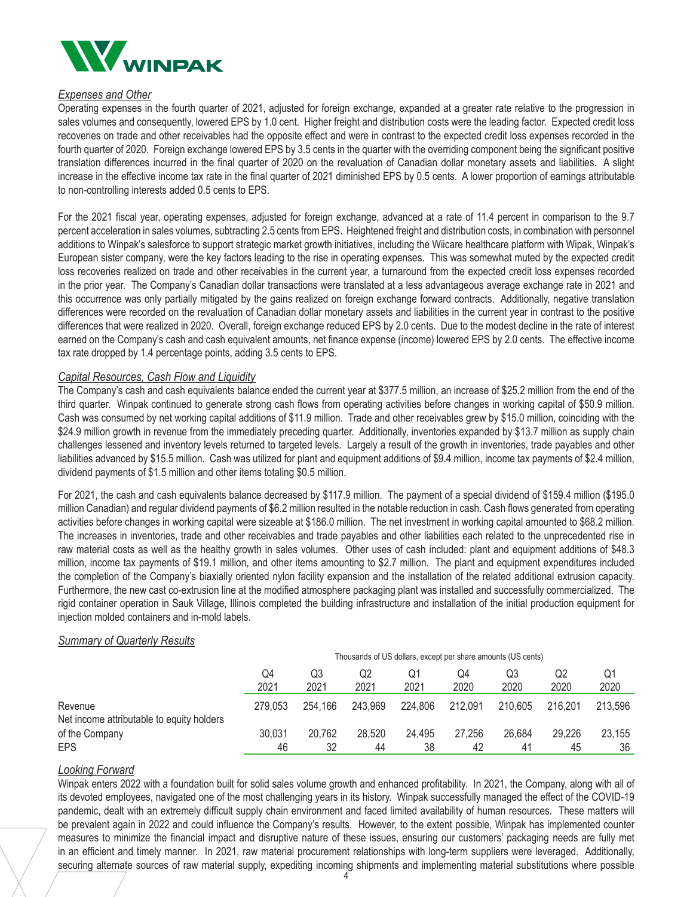*Expenses and Other*

Operating expenses in the fourth quarter of 2021, adjusted for foreign exchange, expanded at a greater rate relative to the progression in sales volumes and consequently, lowered EPS by 1.0 cent. Higher freight and distribution costs were the leading factor. Expected credit loss recoveries on trade and other receivables had the opposite effect and were in contrast to the expected credit loss expenses recorded in the fourth quarter of 2020. Foreign exchange lowered EPS by 3.5 cents in the quarter with the overriding component being the significant positive translation differences incurred in the final quarter of 2020 on the revaluation of Canadian dollar monetary assets and liabilities. A slight increase in the effective income tax rate in the final quarter of 2021 diminished EPS by 0.5 cents. A lower proportion of earnings attributable to non-controlling interests added 0.5 cents to EPS.

For the 2021 fiscal year, operating expenses, adjusted for foreign exchange, advanced at a rate of 11.4 percent in comparison to the 9.7 percent acceleration in sales volumes, subtracting 2.5 cents from EPS. Heightened freight and distribution costs, in combination with personnel additions to Winpak's salesforce to support strategic market growth initiatives, including the Wiicare healthcare platform with Wipak, Winpak's European sister company, were the key factors leading to the rise in operating expenses. This was somewhat muted by the expected credit loss recoveries realized on trade and other receivables in the current year, a turnaround from the expected credit loss expenses recorded in the prior year. The Company's Canadian dollar transactions were translated at a less advantageous average exchange rate in 2021 and this occurrence was only partially mitigated by the gains realized on foreign exchange forward contracts. Additionally, negative translation differences were recorded on the revaluation of Canadian dollar monetary assets and liabilities in the current year in contrast to the positive differences that were realized in 2020. Overall, foreign exchange reduced EPS by 2.0 cents. Due to the modest decline in the rate of interest earned on the Company's cash and cash equivalent amounts, net finance expense (income) lowered EPS by 2.0 cents. The effective income tax rate dropped by 1.4 percentage points, adding 3.5 cents to EPS.

*Capital Resources, Cash Flow and Liquidity*

The Company's cash and cash equivalents balance ended the current year at $377.5 million, an increase of $25.2 million from the end of the third quarter. Winpak continued to generate strong cash flows from operating activities before changes in working capital of $50.9 million. Cash was consumed by net working capital additions of $11.9 million. Trade and other receivables grew by $15.0 million, coinciding with the $24.9 million growth in revenue from the immediately preceding quarter. Additionally, inventories expanded by $13.7 million as supply chain challenges lessened and inventory levels returned to targeted levels. Largely a result of the growth in inventories, trade payables and other liabilities advanced by $15.5 million. Cash was utilized for plant and equipment additions of $9.4 million, income tax payments of $2.4 million, dividend payments of $1.5 million and other items totaling $0.5 million.

For 2021, the cash and cash equivalents balance decreased by $117.9 million. The payment of a special dividend of $159.4 million ($195.0 million Canadian) and regular dividend payments of $6.2 million resulted in the notable reduction in cash. Cash flows generated from operating activities before changes in working capital were sizeable at $186.0 million. The net investment in working capital amounted to $68.2 million. The increases in inventories, trade and other receivables and trade payables and other liabilities each related to the unprecedented rise in raw material costs as well as the healthy growth in sales volumes. Other uses of cash included: plant and equipment additions of $48.3 million, income tax payments of $19.1 million, and other items amounting to $2.7 million. The plant and equipment expenditures included the completion of the Company's biaxially oriented nylon facility expansion and the installation of the related additional extrusion capacity. Furthermore, the new cast co-extrusion line at the modified atmosphere packaging plant was installed and successfully commercialized. The rigid container operation in Sauk Village, Illinois completed the building infrastructure and installation of the initial production equipment for injection molded containers and in-mold labels.

*Summary of Quarterly Results*

| | Q4 2021 | Q3 2021 | Q2 2021 | Q1 2021 | Q4 2020 | Q3 2020 | Q2 2020 | Q1 2020 |
|---|---|---|---|---|---|---|---|---|
| | Thousands of US dollars, except per share amounts (US cents) | | | | | | | |
| Revenue | 279,053 | 254,166 | 243,969 | 224,806 | 212,091 | 210,605 | 216,201 | 213,596 |
| Net income attributable to equity holders of the Company | 30,031 | 20,762 | 28,520 | 24,495 | 27,256 | 26,684 | 29,226 | 23,155 |
| EPS | 46 | 32 | 44 | 38 | 42 | 41 | 45 | 36 |

*Looking Forward*

Winpak enters 2022 with a foundation built for solid sales volume growth and enhanced profitability. In 2021, the Company, along with all of its devoted employees, navigated one of the most challenging years in its history. Winpak successfully managed the effect of the COVID-19 pandemic, dealt with an extremely difficult supply chain environment and faced limited availability of human resources. These matters will be prevalent again in 2022 and could influence the Company's results. However, to the extent possible, Winpak has implemented counter measures to minimize the financial impact and disruptive nature of these issues, ensuring our customers' packaging needs are fully met in an efficient and timely manner. In 2021, raw material procurement relationships with long-term suppliers were leveraged. Additionally, securing alternate sources of raw material supply, expediting incoming shipments and implementing material substitutions where possible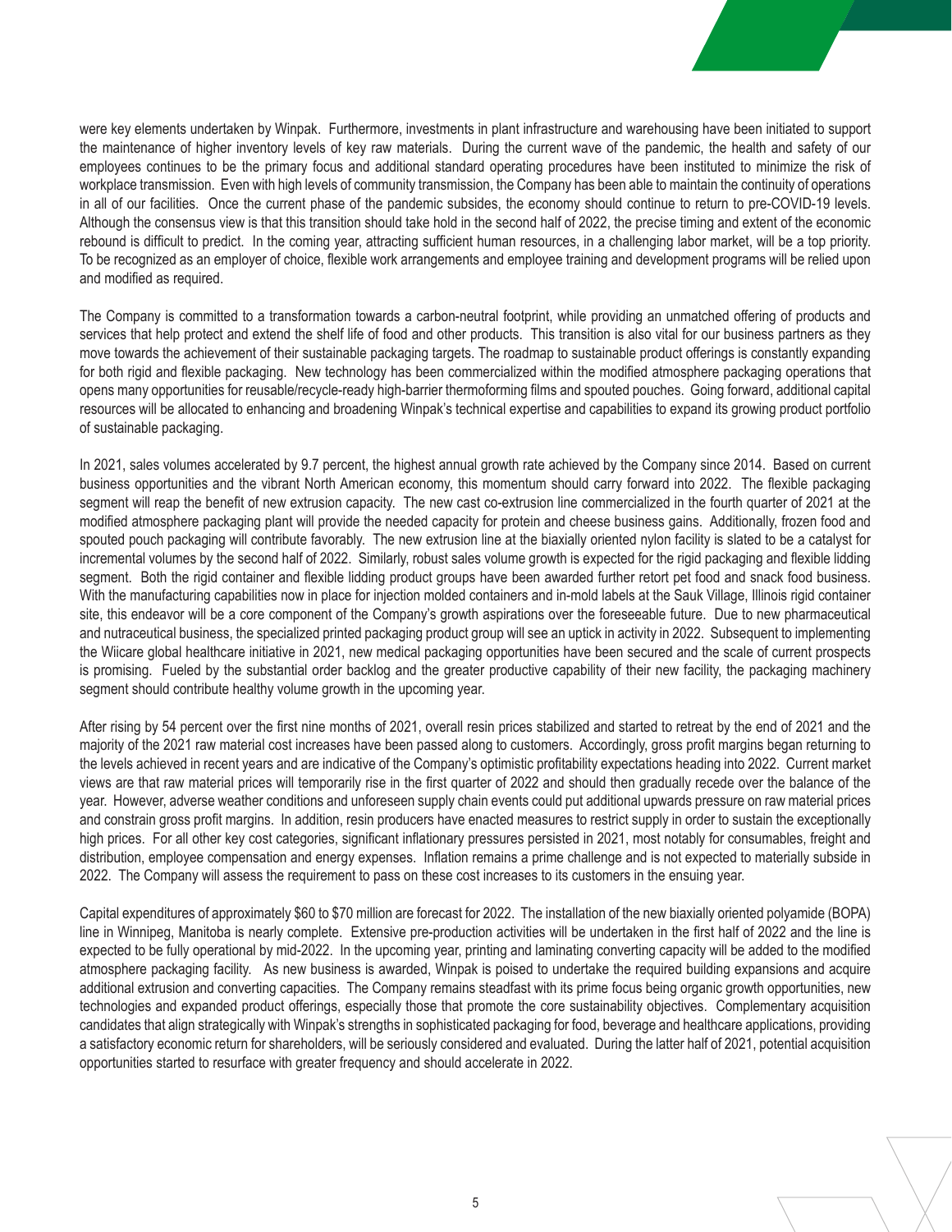were key elements undertaken by Winpak. Furthermore, investments in plant infrastructure and warehousing have been initiated to support the maintenance of higher inventory levels of key raw materials. During the current wave of the pandemic, the health and safety of our employees continues to be the primary focus and additional standard operating procedures have been instituted to minimize the risk of workplace transmission. Even with high levels of community transmission, the Company has been able to maintain the continuity of operations in all of our facilities. Once the current phase of the pandemic subsides, the economy should continue to return to pre-COVID-19 levels. Although the consensus view is that this transition should take hold in the second half of 2022, the precise timing and extent of the economic rebound is difficult to predict. In the coming year, attracting sufficient human resources, in a challenging labor market, will be a top priority. To be recognized as an employer of choice, flexible work arrangements and employee training and development programs will be relied upon and modified as required.

The Company is committed to a transformation towards a carbon-neutral footprint, while providing an unmatched offering of products and services that help protect and extend the shelf life of food and other products. This transition is also vital for our business partners as they move towards the achievement of their sustainable packaging targets. The roadmap to sustainable product offerings is constantly expanding for both rigid and flexible packaging. New technology has been commercialized within the modified atmosphere packaging operations that opens many opportunities for reusable/recycle-ready high-barrier thermoforming films and spouted pouches. Going forward, additional capital resources will be allocated to enhancing and broadening Winpak's technical expertise and capabilities to expand its growing product portfolio of sustainable packaging.

In 2021, sales volumes accelerated by 9.7 percent, the highest annual growth rate achieved by the Company since 2014. Based on current business opportunities and the vibrant North American economy, this momentum should carry forward into 2022. The flexible packaging segment will reap the benefit of new extrusion capacity. The new cast co-extrusion line commercialized in the fourth quarter of 2021 at the modified atmosphere packaging plant will provide the needed capacity for protein and cheese business gains. Additionally, frozen food and spouted pouch packaging will contribute favorably. The new extrusion line at the biaxially oriented nylon facility is slated to be a catalyst for incremental volumes by the second half of 2022. Similarly, robust sales volume growth is expected for the rigid packaging and flexible lidding segment. Both the rigid container and flexible lidding product groups have been awarded further retort pet food and snack food business. With the manufacturing capabilities now in place for injection molded containers and in-mold labels at the Sauk Village, Illinois rigid container site, this endeavor will be a core component of the Company's growth aspirations over the foreseeable future. Due to new pharmaceutical and nutraceutical business, the specialized printed packaging product group will see an uptick in activity in 2022. Subsequent to implementing the Wiicare global healthcare initiative in 2021, new medical packaging opportunities have been secured and the scale of current prospects is promising. Fueled by the substantial order backlog and the greater productive capability of their new facility, the packaging machinery segment should contribute healthy volume growth in the upcoming year.

After rising by 54 percent over the first nine months of 2021, overall resin prices stabilized and started to retreat by the end of 2021 and the majority of the 2021 raw material cost increases have been passed along to customers. Accordingly, gross profit margins began returning to the levels achieved in recent years and are indicative of the Company's optimistic profitability expectations heading into 2022. Current market views are that raw material prices will temporarily rise in the first quarter of 2022 and should then gradually recede over the balance of the year. However, adverse weather conditions and unforeseen supply chain events could put additional upwards pressure on raw material prices and constrain gross profit margins. In addition, resin producers have enacted measures to restrict supply in order to sustain the exceptionally high prices. For all other key cost categories, significant inflationary pressures persisted in 2021, most notably for consumables, freight and distribution, employee compensation and energy expenses. Inflation remains a prime challenge and is not expected to materially subside in 2022. The Company will assess the requirement to pass on these cost increases to its customers in the ensuing year.

Capital expenditures of approximately $60 to $70 million are forecast for 2022. The installation of the new biaxially oriented polyamide (BOPA) line in Winnipeg, Manitoba is nearly complete. Extensive pre-production activities will be undertaken in the first half of 2022 and the line is expected to be fully operational by mid-2022. In the upcoming year, printing and laminating converting capacity will be added to the modified atmosphere packaging facility. As new business is awarded, Winpak is poised to undertake the required building expansions and acquire additional extrusion and converting capacities. The Company remains steadfast with its prime focus being organic growth opportunities, new technologies and expanded product offerings, especially those that promote the core sustainability objectives. Complementary acquisition candidates that align strategically with Winpak's strengths in sophisticated packaging for food, beverage and healthcare applications, providing a satisfactory economic return for shareholders, will be seriously considered and evaluated. During the latter half of 2021, potential acquisition opportunities started to resurface with greater frequency and should accelerate in 2022.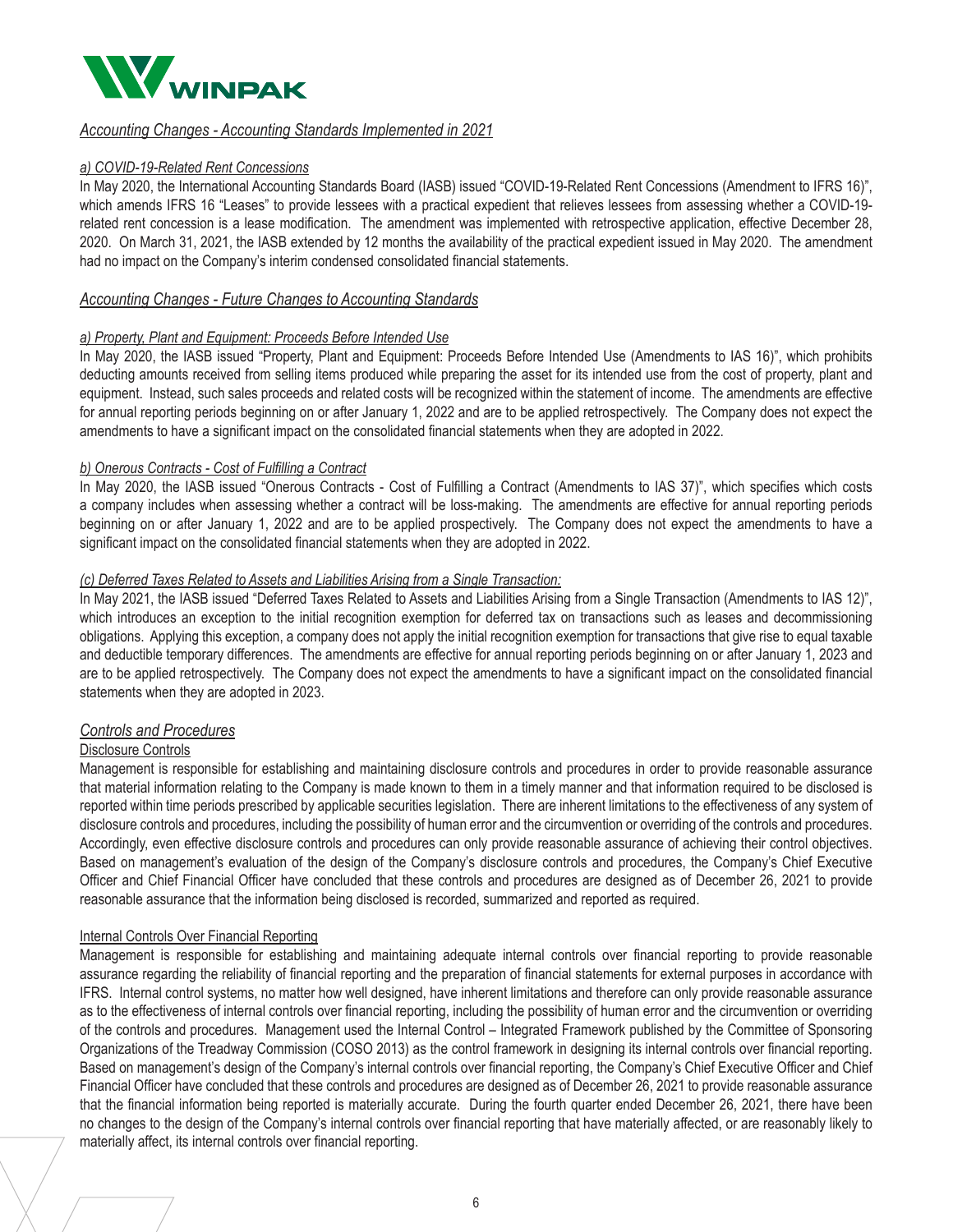### *Accounting Changes - Accounting Standards Implemented in 2021*

*a) COVID-19-Related Rent Concessions*

In May 2020, the International Accounting Standards Board (IASB) issued "COVID-19-Related Rent Concessions (Amendment to IFRS 16)", which amends IFRS 16 "Leases" to provide lessees with a practical expedient that relieves lessees from assessing whether a COVID-19-related rent concession is a lease modification. The amendment was implemented with retrospective application, effective December 28, 2020. On March 31, 2021, the IASB extended by 12 months the availability of the practical expedient issued in May 2020. The amendment had no impact on the Company's interim condensed consolidated financial statements.

### *Accounting Changes - Future Changes to Accounting Standards*

*a) Property, Plant and Equipment: Proceeds Before Intended Use*

In May 2020, the IASB issued "Property, Plant and Equipment: Proceeds Before Intended Use (Amendments to IAS 16)", which prohibits deducting amounts received from selling items produced while preparing the asset for its intended use from the cost of property, plant and equipment. Instead, such sales proceeds and related costs will be recognized within the statement of income. The amendments are effective for annual reporting periods beginning on or after January 1, 2022 and are to be applied retrospectively. The Company does not expect the amendments to have a significant impact on the consolidated financial statements when they are adopted in 2022.

*b) Onerous Contracts - Cost of Fulfilling a Contract*

In May 2020, the IASB issued "Onerous Contracts - Cost of Fulfilling a Contract (Amendments to IAS 37)", which specifies which costs a company includes when assessing whether a contract will be loss-making. The amendments are effective for annual reporting periods beginning on or after January 1, 2022 and are to be applied prospectively. The Company does not expect the amendments to have a significant impact on the consolidated financial statements when they are adopted in 2022.

*(c) Deferred Taxes Related to Assets and Liabilities Arising from a Single Transaction:*

In May 2021, the IASB issued "Deferred Taxes Related to Assets and Liabilities Arising from a Single Transaction (Amendments to IAS 12)", which introduces an exception to the initial recognition exemption for deferred tax on transactions such as leases and decommissioning obligations. Applying this exception, a company does not apply the initial recognition exemption for transactions that give rise to equal taxable and deductible temporary differences. The amendments are effective for annual reporting periods beginning on or after January 1, 2023 and are to be applied retrospectively. The Company does not expect the amendments to have a significant impact on the consolidated financial statements when they are adopted in 2023.

### *Controls and Procedures*

Disclosure Controls

Management is responsible for establishing and maintaining disclosure controls and procedures in order to provide reasonable assurance that material information relating to the Company is made known to them in a timely manner and that information required to be disclosed is reported within time periods prescribed by applicable securities legislation. There are inherent limitations to the effectiveness of any system of disclosure controls and procedures, including the possibility of human error and the circumvention or overriding of the controls and procedures. Accordingly, even effective disclosure controls and procedures can only provide reasonable assurance of achieving their control objectives. Based on management's evaluation of the design of the Company's disclosure controls and procedures, the Company's Chief Executive Officer and Chief Financial Officer have concluded that these controls and procedures are designed as of December 26, 2021 to provide reasonable assurance that the information being disclosed is recorded, summarized and reported as required.

Internal Controls Over Financial Reporting

Management is responsible for establishing and maintaining adequate internal controls over financial reporting to provide reasonable assurance regarding the reliability of financial reporting and the preparation of financial statements for external purposes in accordance with IFRS. Internal control systems, no matter how well designed, have inherent limitations and therefore can only provide reasonable assurance as to the effectiveness of internal controls over financial reporting, including the possibility of human error and the circumvention or overriding of the controls and procedures. Management used the Internal Control – Integrated Framework published by the Committee of Sponsoring Organizations of the Treadway Commission (COSO 2013) as the control framework in designing its internal controls over financial reporting. Based on management's design of the Company's internal controls over financial reporting, the Company's Chief Executive Officer and Chief Financial Officer have concluded that these controls and procedures are designed as of December 26, 2021 to provide reasonable assurance that the financial information being reported is materially accurate. During the fourth quarter ended December 26, 2021, there have been no changes to the design of the Company's internal controls over financial reporting that have materially affected, or are reasonably likely to materially affect, its internal controls over financial reporting.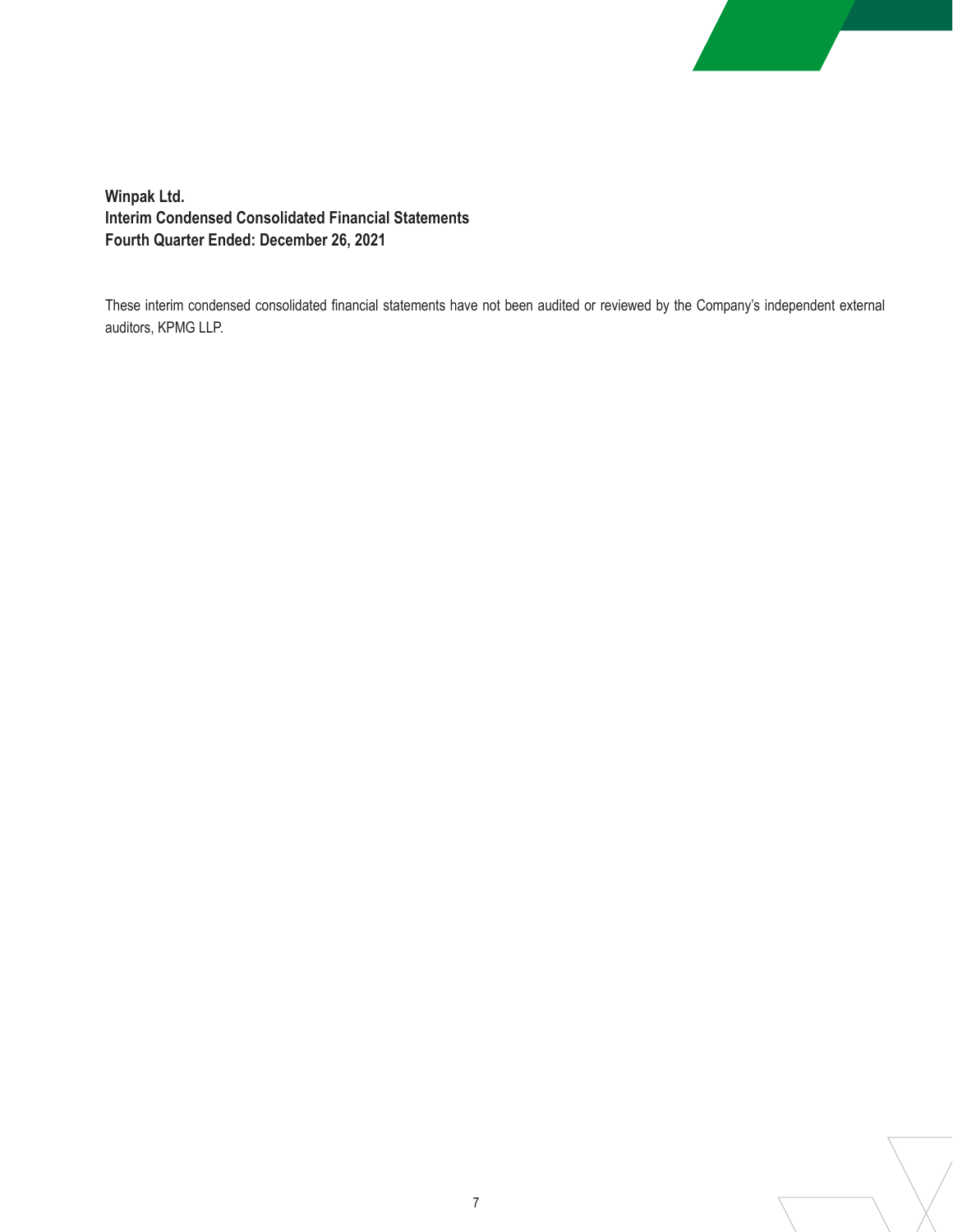**Winpak Ltd.**
**Interim Condensed Consolidated Financial Statements**
**Fourth Quarter Ended: December 26, 2021**

These interim condensed consolidated financial statements have not been audited or reviewed by the Company's independent external auditors, KPMG LLP.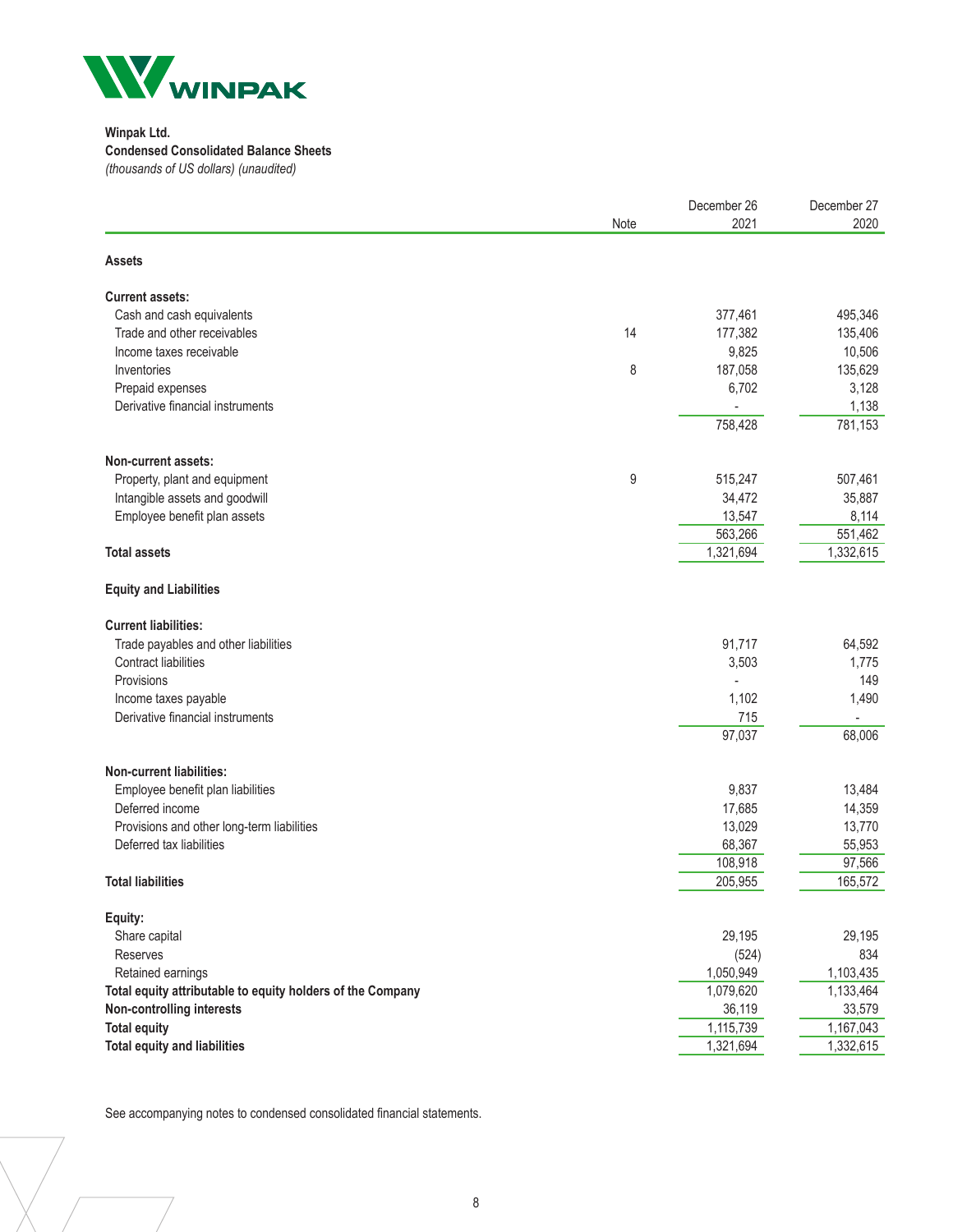**Winpak Ltd.**
**Condensed Consolidated Balance Sheets**
*(thousands of US dollars) (unaudited)*

| | Note | December 26 2021 | December 27 2020 |
|---|---|---|---|
| **Assets** | | | |
| **Current assets:** | | | |
| Cash and cash equivalents | | 377,461 | 495,346 |
| Trade and other receivables | 14 | 177,382 | 135,406 |
| Income taxes receivable | | 9,825 | 10,506 |
| Inventories | 8 | 187,058 | 135,629 |
| Prepaid expenses | | 6,702 | 3,128 |
| Derivative financial instruments | | - | 1,138 |
| | | 758,428 | 781,153 |
| **Non-current assets:** | | | |
| Property, plant and equipment | 9 | 515,247 | 507,461 |
| Intangible assets and goodwill | | 34,472 | 35,887 |
| Employee benefit plan assets | | 13,547 | 8,114 |
| | | 563,266 | 551,462 |
| **Total assets** | | 1,321,694 | 1,332,615 |
| **Equity and Liabilities** | | | |
| **Current liabilities:** | | | |
| Trade payables and other liabilities | | 91,717 | 64,592 |
| Contract liabilities | | 3,503 | 1,775 |
| Provisions | | - | 149 |
| Income taxes payable | | 1,102 | 1,490 |
| Derivative financial instruments | | 715 | - |
| | | 97,037 | 68,006 |
| **Non-current liabilities:** | | | |
| Employee benefit plan liabilities | | 9,837 | 13,484 |
| Deferred income | | 17,685 | 14,359 |
| Provisions and other long-term liabilities | | 13,029 | 13,770 |
| Deferred tax liabilities | | 68,367 | 55,953 |
| | | 108,918 | 97,566 |
| **Total liabilities** | | 205,955 | 165,572 |
| **Equity:** | | | |
| Share capital | | 29,195 | 29,195 |
| Reserves | | (524) | 834 |
| Retained earnings | | 1,050,949 | 1,103,435 |
| **Total equity attributable to equity holders of the Company** | | 1,079,620 | 1,133,464 |
| **Non-controlling interests** | | 36,119 | 33,579 |
| **Total equity** | | 1,115,739 | 1,167,043 |
| **Total equity and liabilities** | | 1,321,694 | 1,332,615 |

See accompanying notes to condensed consolidated financial statements.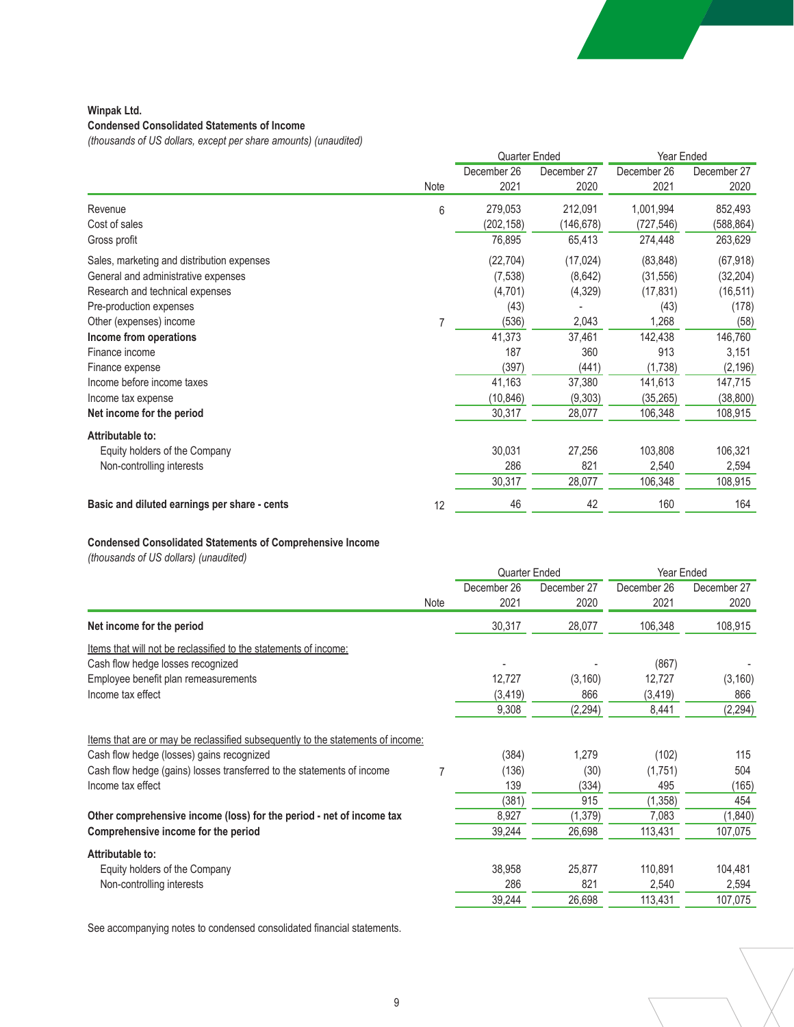**Winpak Ltd.**

**Condensed Consolidated Statements of Income**

*(thousands of US dollars, except per share amounts) (unaudited)*

| | Note | Quarter Ended December 26 2021 | Quarter Ended December 27 2020 | Year Ended December 26 2021 | Year Ended December 27 2020 |
|---|---|---|---|---|---|
| Revenue | 6 | 279,053 | 212,091 | 1,001,994 | 852,493 |
| Cost of sales | | (202,158) | (146,678) | (727,546) | (588,864) |
| Gross profit | | 76,895 | 65,413 | 274,448 | 263,629 |
| Sales, marketing and distribution expenses | | (22,704) | (17,024) | (83,848) | (67,918) |
| General and administrative expenses | | (7,538) | (8,642) | (31,556) | (32,204) |
| Research and technical expenses | | (4,701) | (4,329) | (17,831) | (16,511) |
| Pre-production expenses | | (43) | - | (43) | (178) |
| Other (expenses) income | 7 | (536) | 2,043 | 1,268 | (58) |
| **Income from operations** | | 41,373 | 37,461 | 142,438 | 146,760 |
| Finance income | | 187 | 360 | 913 | 3,151 |
| Finance expense | | (397) | (441) | (1,738) | (2,196) |
| Income before income taxes | | 41,163 | 37,380 | 141,613 | 147,715 |
| Income tax expense | | (10,846) | (9,303) | (35,265) | (38,800) |
| **Net income for the period** | | 30,317 | 28,077 | 106,348 | 108,915 |
| **Attributable to:** | | | | | |
| Equity holders of the Company | | 30,031 | 27,256 | 103,808 | 106,321 |
| Non-controlling interests | | 286 | 821 | 2,540 | 2,594 |
| | | 30,317 | 28,077 | 106,348 | 108,915 |
| **Basic and diluted earnings per share - cents** | 12 | 46 | 42 | 160 | 164 |

**Condensed Consolidated Statements of Comprehensive Income**

*(thousands of US dollars) (unaudited)*

| | Note | Quarter Ended December 26 2021 | Quarter Ended December 27 2020 | Year Ended December 26 2021 | Year Ended December 27 2020 |
|---|---|---|---|---|---|
| **Net income for the period** | | 30,317 | 28,077 | 106,348 | 108,915 |
| Items that will not be reclassified to the statements of income: | | | | | |
| Cash flow hedge losses recognized | | - | - | (867) | - |
| Employee benefit plan remeasurements | | 12,727 | (3,160) | 12,727 | (3,160) |
| Income tax effect | | (3,419) | 866 | (3,419) | 866 |
| | | 9,308 | (2,294) | 8,441 | (2,294) |
| Items that are or may be reclassified subsequently to the statements of income: | | | | | |
| Cash flow hedge (losses) gains recognized | | (384) | 1,279 | (102) | 115 |
| Cash flow hedge (gains) losses transferred to the statements of income | 7 | (136) | (30) | (1,751) | 504 |
| Income tax effect | | 139 | (334) | 495 | (165) |
| | | (381) | 915 | (1,358) | 454 |
| **Other comprehensive income (loss) for the period - net of income tax** | | 8,927 | (1,379) | 7,083 | (1,840) |
| **Comprehensive income for the period** | | 39,244 | 26,698 | 113,431 | 107,075 |
| **Attributable to:** | | | | | |
| Equity holders of the Company | | 38,958 | 25,877 | 110,891 | 104,481 |
| Non-controlling interests | | 286 | 821 | 2,540 | 2,594 |
| | | 39,244 | 26,698 | 113,431 | 107,075 |

See accompanying notes to condensed consolidated financial statements.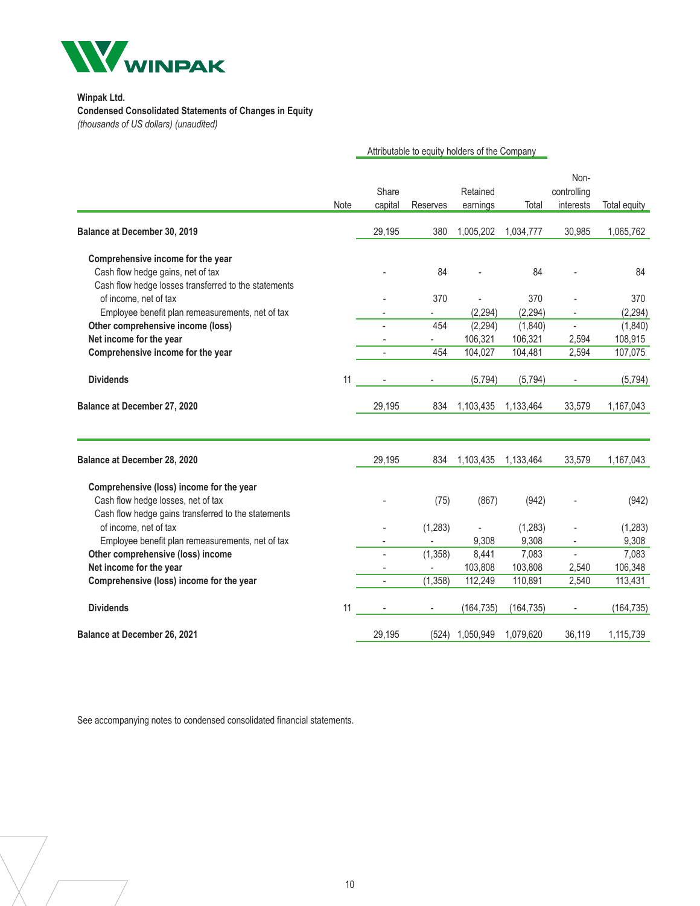**Winpak Ltd.**
**Condensed Consolidated Statements of Changes in Equity**
*(thousands of US dollars) (unaudited)*

| | | Attributable to equity holders of the Company | | | | | |
|---|---|---|---|---|---|---|---|
| | Note | Share capital | Reserves | Retained earnings | Total | Non-controlling interests | Total equity |
| **Balance at December 30, 2019** | | 29,195 | 380 | 1,005,202 | 1,034,777 | 30,985 | 1,065,762 |
| **Comprehensive income for the year** | | | | | | | |
| Cash flow hedge gains, net of tax | | - | 84 | - | 84 | - | 84 |
| Cash flow hedge losses transferred to the statements of income, net of tax | | - | 370 | - | 370 | - | 370 |
| Employee benefit plan remeasurements, net of tax | | - | - | (2,294) | (2,294) | - | (2,294) |
| **Other comprehensive income (loss)** | | - | 454 | (2,294) | (1,840) | - | (1,840) |
| **Net income for the year** | | - | - | 106,321 | 106,321 | 2,594 | 108,915 |
| **Comprehensive income for the year** | | - | 454 | 104,027 | 104,481 | 2,594 | 107,075 |
| **Dividends** | 11 | - | - | (5,794) | (5,794) | - | (5,794) |
| **Balance at December 27, 2020** | | 29,195 | 834 | 1,103,435 | 1,133,464 | 33,579 | 1,167,043 |
| | | | | | | | |
| **Balance at December 28, 2020** | | 29,195 | 834 | 1,103,435 | 1,133,464 | 33,579 | 1,167,043 |
| **Comprehensive (loss) income for the year** | | | | | | | |
| Cash flow hedge losses, net of tax | | - | (75) | (867) | (942) | - | (942) |
| Cash flow hedge gains transferred to the statements of income, net of tax | | - | (1,283) | - | (1,283) | - | (1,283) |
| Employee benefit plan remeasurements, net of tax | | - | - | 9,308 | 9,308 | - | 9,308 |
| **Other comprehensive (loss) income** | | - | (1,358) | 8,441 | 7,083 | - | 7,083 |
| **Net income for the year** | | - | - | 103,808 | 103,808 | 2,540 | 106,348 |
| **Comprehensive (loss) income for the year** | | - | (1,358) | 112,249 | 110,891 | 2,540 | 113,431 |
| **Dividends** | 11 | - | - | (164,735) | (164,735) | - | (164,735) |
| **Balance at December 26, 2021** | | 29,195 | (524) | 1,050,949 | 1,079,620 | 36,119 | 1,115,739 |

See accompanying notes to condensed consolidated financial statements.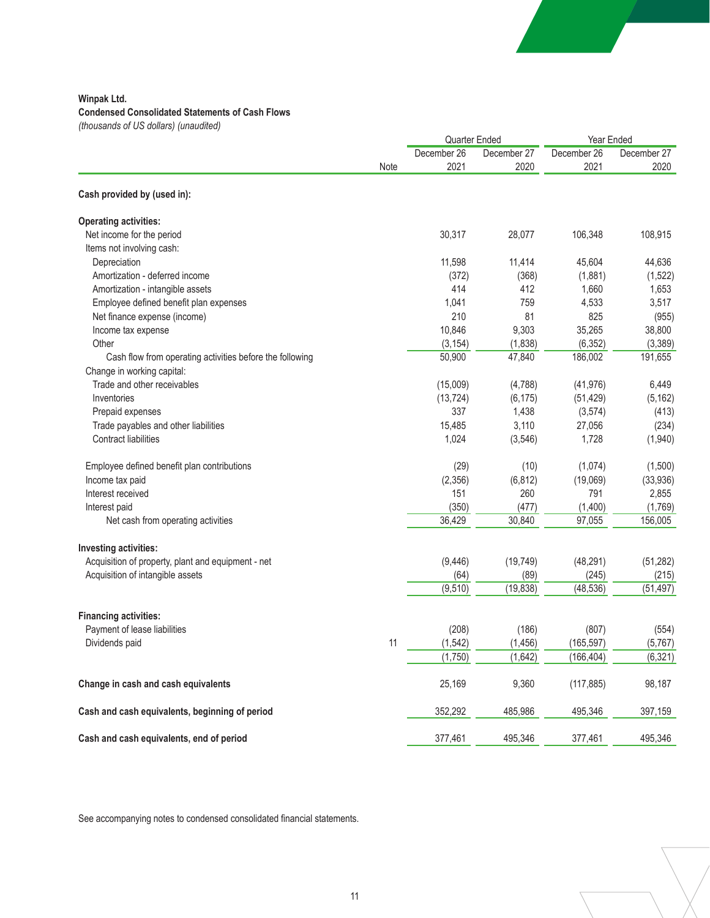**Winpak Ltd.**

**Condensed Consolidated Statements of Cash Flows**

*(thousands of US dollars) (unaudited)*

| | Note | Quarter Ended | | Year Ended | |
|---|---|---|---|---|---|
| | | December 26 2021 | December 27 2020 | December 26 2021 | December 27 2020 |
| **Cash provided by (used in):** | | | | | |
| **Operating activities:** | | | | | |
| Net income for the period | | 30,317 | 28,077 | 106,348 | 108,915 |
| Items not involving cash: | | | | | |
| Depreciation | | 11,598 | 11,414 | 45,604 | 44,636 |
| Amortization - deferred income | | (372) | (368) | (1,881) | (1,522) |
| Amortization - intangible assets | | 414 | 412 | 1,660 | 1,653 |
| Employee defined benefit plan expenses | | 1,041 | 759 | 4,533 | 3,517 |
| Net finance expense (income) | | 210 | 81 | 825 | (955) |
| Income tax expense | | 10,846 | 9,303 | 35,265 | 38,800 |
| Other | | (3,154) | (1,838) | (6,352) | (3,389) |
| Cash flow from operating activities before the following | | 50,900 | 47,840 | 186,002 | 191,655 |
| Change in working capital: | | | | | |
| Trade and other receivables | | (15,009) | (4,788) | (41,976) | 6,449 |
| Inventories | | (13,724) | (6,175) | (51,429) | (5,162) |
| Prepaid expenses | | 337 | 1,438 | (3,574) | (413) |
| Trade payables and other liabilities | | 15,485 | 3,110 | 27,056 | (234) |
| Contract liabilities | | 1,024 | (3,546) | 1,728 | (1,940) |
| Employee defined benefit plan contributions | | (29) | (10) | (1,074) | (1,500) |
| Income tax paid | | (2,356) | (6,812) | (19,069) | (33,936) |
| Interest received | | 151 | 260 | 791 | 2,855 |
| Interest paid | | (350) | (477) | (1,400) | (1,769) |
| Net cash from operating activities | | 36,429 | 30,840 | 97,055 | 156,005 |
| **Investing activities:** | | | | | |
| Acquisition of property, plant and equipment - net | | (9,446) | (19,749) | (48,291) | (51,282) |
| Acquisition of intangible assets | | (64) | (89) | (245) | (215) |
| | | (9,510) | (19,838) | (48,536) | (51,497) |
| **Financing activities:** | | | | | |
| Payment of lease liabilities | | (208) | (186) | (807) | (554) |
| Dividends paid | 11 | (1,542) | (1,456) | (165,597) | (5,767) |
| | | (1,750) | (1,642) | (166,404) | (6,321) |
| **Change in cash and cash equivalents** | | 25,169 | 9,360 | (117,885) | 98,187 |
| **Cash and cash equivalents, beginning of period** | | 352,292 | 485,986 | 495,346 | 397,159 |
| **Cash and cash equivalents, end of period** | | 377,461 | 495,346 | 377,461 | 495,346 |

See accompanying notes to condensed consolidated financial statements.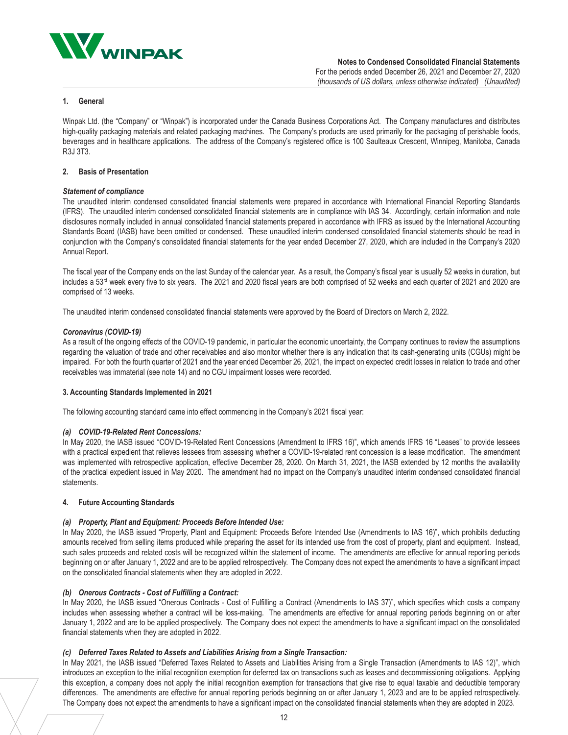## 1. General

Winpak Ltd. (the "Company" or "Winpak") is incorporated under the Canada Business Corporations Act. The Company manufactures and distributes high-quality packaging materials and related packaging machines. The Company's products are used primarily for the packaging of perishable foods, beverages and in healthcare applications. The address of the Company's registered office is 100 Saulteaux Crescent, Winnipeg, Manitoba, Canada R3J 3T3.

## 2. Basis of Presentation

### *Statement of compliance*

The unaudited interim condensed consolidated financial statements were prepared in accordance with International Financial Reporting Standards (IFRS). The unaudited interim condensed consolidated financial statements are in compliance with IAS 34. Accordingly, certain information and note disclosures normally included in annual consolidated financial statements prepared in accordance with IFRS as issued by the International Accounting Standards Board (IASB) have been omitted or condensed. These unaudited interim condensed consolidated financial statements should be read in conjunction with the Company's consolidated financial statements for the year ended December 27, 2020, which are included in the Company's 2020 Annual Report.

The fiscal year of the Company ends on the last Sunday of the calendar year. As a result, the Company's fiscal year is usually 52 weeks in duration, but includes a 53rd week every five to six years. The 2021 and 2020 fiscal years are both comprised of 52 weeks and each quarter of 2021 and 2020 are comprised of 13 weeks.

The unaudited interim condensed consolidated financial statements were approved by the Board of Directors on March 2, 2022.

### *Coronavirus (COVID-19)*

As a result of the ongoing effects of the COVID-19 pandemic, in particular the economic uncertainty, the Company continues to review the assumptions regarding the valuation of trade and other receivables and also monitor whether there is any indication that its cash-generating units (CGUs) might be impaired. For both the fourth quarter of 2021 and the year ended December 26, 2021, the impact on expected credit losses in relation to trade and other receivables was immaterial (see note 14) and no CGU impairment losses were recorded.

## 3. Accounting Standards Implemented in 2021

The following accounting standard came into effect commencing in the Company's 2021 fiscal year:

### *(a) COVID-19-Related Rent Concessions:*

In May 2020, the IASB issued "COVID-19-Related Rent Concessions (Amendment to IFRS 16)", which amends IFRS 16 "Leases" to provide lessees with a practical expedient that relieves lessees from assessing whether a COVID-19-related rent concession is a lease modification. The amendment was implemented with retrospective application, effective December 28, 2020. On March 31, 2021, the IASB extended by 12 months the availability of the practical expedient issued in May 2020. The amendment had no impact on the Company's unaudited interim condensed consolidated financial statements.

## 4. Future Accounting Standards

### *(a) Property, Plant and Equipment: Proceeds Before Intended Use:*

In May 2020, the IASB issued "Property, Plant and Equipment: Proceeds Before Intended Use (Amendments to IAS 16)", which prohibits deducting amounts received from selling items produced while preparing the asset for its intended use from the cost of property, plant and equipment. Instead, such sales proceeds and related costs will be recognized within the statement of income. The amendments are effective for annual reporting periods beginning on or after January 1, 2022 and are to be applied retrospectively. The Company does not expect the amendments to have a significant impact on the consolidated financial statements when they are adopted in 2022.

### *(b) Onerous Contracts - Cost of Fulfilling a Contract:*

In May 2020, the IASB issued "Onerous Contracts - Cost of Fulfilling a Contract (Amendments to IAS 37)", which specifies which costs a company includes when assessing whether a contract will be loss-making. The amendments are effective for annual reporting periods beginning on or after January 1, 2022 and are to be applied prospectively. The Company does not expect the amendments to have a significant impact on the consolidated financial statements when they are adopted in 2022.

### *(c) Deferred Taxes Related to Assets and Liabilities Arising from a Single Transaction:*

In May 2021, the IASB issued "Deferred Taxes Related to Assets and Liabilities Arising from a Single Transaction (Amendments to IAS 12)", which introduces an exception to the initial recognition exemption for deferred tax on transactions such as leases and decommissioning obligations. Applying this exception, a company does not apply the initial recognition exemption for transactions that give rise to equal taxable and deductible temporary differences. The amendments are effective for annual reporting periods beginning on or after January 1, 2023 and are to be applied retrospectively. The Company does not expect the amendments to have a significant impact on the consolidated financial statements when they are adopted in 2023.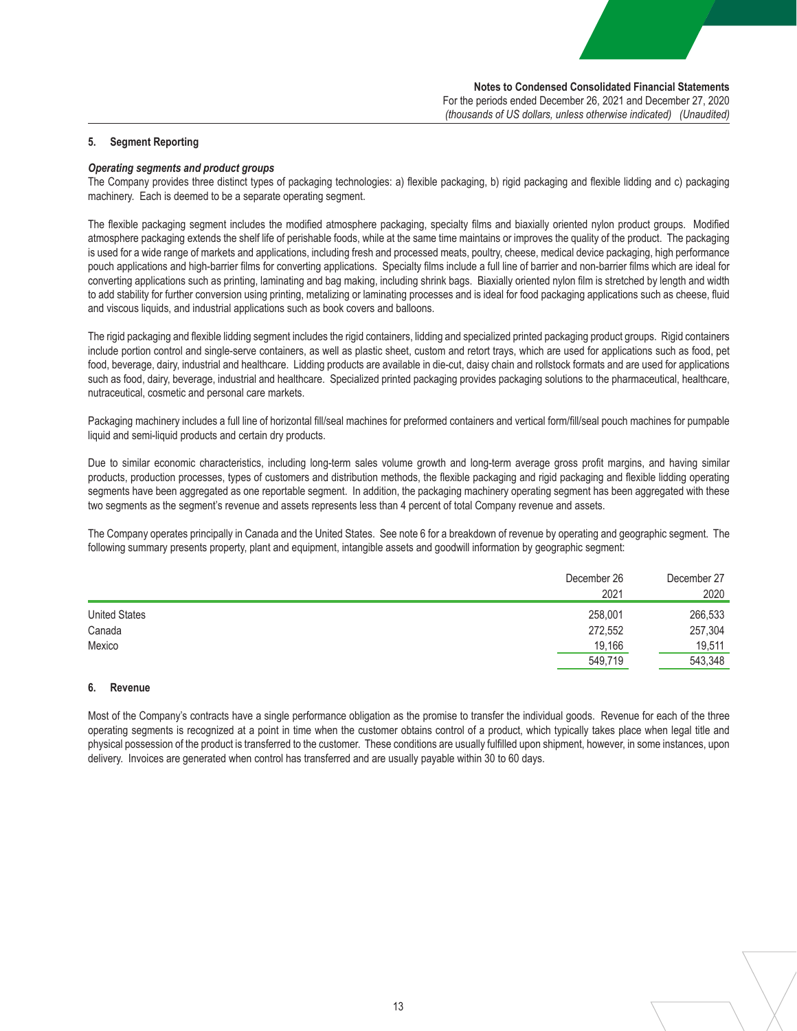**Notes to Condensed Consolidated Financial Statements**
For the periods ended December 26, 2021 and December 27, 2020
*(thousands of US dollars, unless otherwise indicated) (Unaudited)*

## 5. Segment Reporting

***Operating segments and product groups***

The Company provides three distinct types of packaging technologies: a) flexible packaging, b) rigid packaging and flexible lidding and c) packaging machinery. Each is deemed to be a separate operating segment.

The flexible packaging segment includes the modified atmosphere packaging, specialty films and biaxially oriented nylon product groups. Modified atmosphere packaging extends the shelf life of perishable foods, while at the same time maintains or improves the quality of the product. The packaging is used for a wide range of markets and applications, including fresh and processed meats, poultry, cheese, medical device packaging, high performance pouch applications and high-barrier films for converting applications. Specialty films include a full line of barrier and non-barrier films which are ideal for converting applications such as printing, laminating and bag making, including shrink bags. Biaxially oriented nylon film is stretched by length and width to add stability for further conversion using printing, metalizing or laminating processes and is ideal for food packaging applications such as cheese, fluid and viscous liquids, and industrial applications such as book covers and balloons.

The rigid packaging and flexible lidding segment includes the rigid containers, lidding and specialized printed packaging product groups. Rigid containers include portion control and single-serve containers, as well as plastic sheet, custom and retort trays, which are used for applications such as food, pet food, beverage, dairy, industrial and healthcare. Lidding products are available in die-cut, daisy chain and rollstock formats and are used for applications such as food, dairy, beverage, industrial and healthcare. Specialized printed packaging provides packaging solutions to the pharmaceutical, healthcare, nutraceutical, cosmetic and personal care markets.

Packaging machinery includes a full line of horizontal fill/seal machines for preformed containers and vertical form/fill/seal pouch machines for pumpable liquid and semi-liquid products and certain dry products.

Due to similar economic characteristics, including long-term sales volume growth and long-term average gross profit margins, and having similar products, production processes, types of customers and distribution methods, the flexible packaging and rigid packaging and flexible lidding operating segments have been aggregated as one reportable segment. In addition, the packaging machinery operating segment has been aggregated with these two segments as the segment's revenue and assets represents less than 4 percent of total Company revenue and assets.

The Company operates principally in Canada and the United States. See note 6 for a breakdown of revenue by operating and geographic segment. The following summary presents property, plant and equipment, intangible assets and goodwill information by geographic segment:

| | December 26 2021 | December 27 2020 |
|---|---|---|
| United States | 258,001 | 266,533 |
| Canada | 272,552 | 257,304 |
| Mexico | 19,166 | 19,511 |
| | 549,719 | 543,348 |

## 6. Revenue

Most of the Company's contracts have a single performance obligation as the promise to transfer the individual goods. Revenue for each of the three operating segments is recognized at a point in time when the customer obtains control of a product, which typically takes place when legal title and physical possession of the product is transferred to the customer. These conditions are usually fulfilled upon shipment, however, in some instances, upon delivery. Invoices are generated when control has transferred and are usually payable within 30 to 60 days.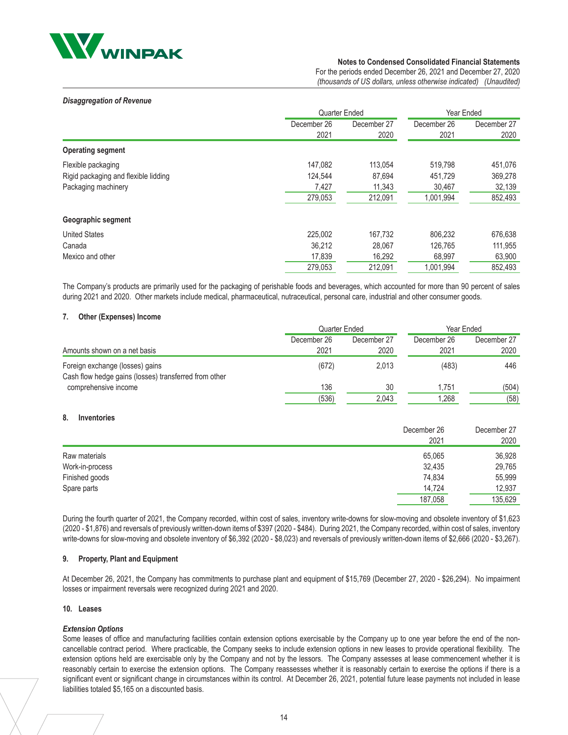***Disaggregation of Revenue***

| | Quarter Ended | | Year Ended | |
|---|---|---|---|---|
| | December 26 2021 | December 27 2020 | December 26 2021 | December 27 2020 |
| **Operating segment** | | | | |
| Flexible packaging | 147,082 | 113,054 | 519,798 | 451,076 |
| Rigid packaging and flexible lidding | 124,544 | 87,694 | 451,729 | 369,278 |
| Packaging machinery | 7,427 | 11,343 | 30,467 | 32,139 |
| | 279,053 | 212,091 | 1,001,994 | 852,493 |
| **Geographic segment** | | | | |
| United States | 225,002 | 167,732 | 806,232 | 676,638 |
| Canada | 36,212 | 28,067 | 126,765 | 111,955 |
| Mexico and other | 17,839 | 16,292 | 68,997 | 63,900 |
| | 279,053 | 212,091 | 1,001,994 | 852,493 |

The Company's products are primarily used for the packaging of perishable foods and beverages, which accounted for more than 90 percent of sales during 2021 and 2020. Other markets include medical, pharmaceutical, nutraceutical, personal care, industrial and other consumer goods.

#### 7. Other (Expenses) Income

| | Quarter Ended | | Year Ended | |
|---|---|---|---|---|
| Amounts shown on a net basis | December 26 2021 | December 27 2020 | December 26 2021 | December 27 2020 |
| Foreign exchange (losses) gains | (672) | 2,013 | (483) | 446 |
| Cash flow hedge gains (losses) transferred from other comprehensive income | 136 | 30 | 1,751 | (504) |
| | (536) | 2,043 | 1,268 | (58) |

#### 8. Inventories

| | December 26 2021 | December 27 2020 |
|---|---|---|
| Raw materials | 65,065 | 36,928 |
| Work-in-process | 32,435 | 29,765 |
| Finished goods | 74,834 | 55,999 |
| Spare parts | 14,724 | 12,937 |
| | 187,058 | 135,629 |

During the fourth quarter of 2021, the Company recorded, within cost of sales, inventory write-downs for slow-moving and obsolete inventory of $1,623 (2020 - $1,876) and reversals of previously written-down items of $397 (2020 - $484). During 2021, the Company recorded, within cost of sales, inventory write-downs for slow-moving and obsolete inventory of $6,392 (2020 - $8,023) and reversals of previously written-down items of $2,666 (2020 - $3,267).

#### 9. Property, Plant and Equipment

At December 26, 2021, the Company has commitments to purchase plant and equipment of $15,769 (December 27, 2020 - $26,294). No impairment losses or impairment reversals were recognized during 2021 and 2020.

#### 10. Leases

***Extension Options***

Some leases of office and manufacturing facilities contain extension options exercisable by the Company up to one year before the end of the non-cancellable contract period. Where practicable, the Company seeks to include extension options in new leases to provide operational flexibility. The extension options held are exercisable only by the Company and not by the lessors. The Company assesses at lease commencement whether it is reasonably certain to exercise the extension options. The Company reassesses whether it is reasonably certain to exercise the options if there is a significant event or significant change in circumstances within its control. At December 26, 2021, potential future lease payments not included in lease liabilities totaled $5,165 on a discounted basis.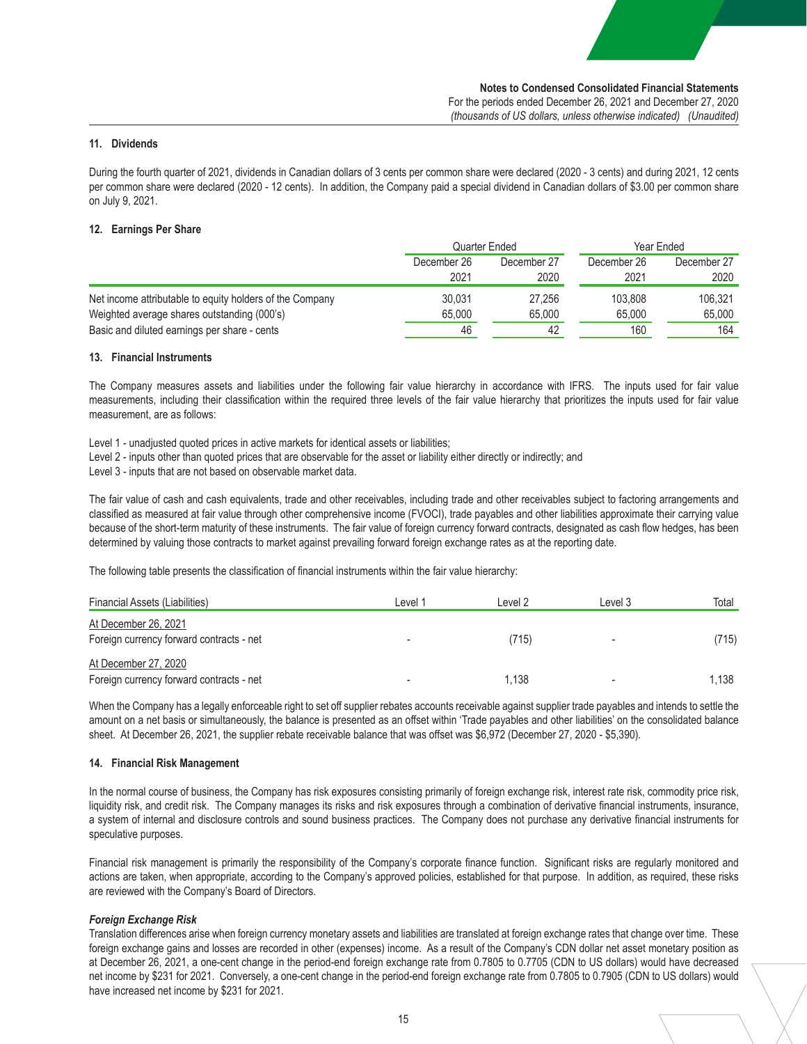**Notes to Condensed Consolidated Financial Statements**
For the periods ended December 26, 2021 and December 27, 2020
*(thousands of US dollars, unless otherwise indicated) (Unaudited)*

### 11. Dividends

During the fourth quarter of 2021, dividends in Canadian dollars of 3 cents per common share were declared (2020 - 3 cents) and during 2021, 12 cents per common share were declared (2020 - 12 cents). In addition, the Company paid a special dividend in Canadian dollars of $3.00 per common share on July 9, 2021.

### 12. Earnings Per Share

| | Quarter Ended | | Year Ended | |
|---|---|---|---|---|
| | December 26 2021 | December 27 2020 | December 26 2021 | December 27 2020 |
| Net income attributable to equity holders of the Company | 30,031 | 27,256 | 103,808 | 106,321 |
| Weighted average shares outstanding (000's) | 65,000 | 65,000 | 65,000 | 65,000 |
| Basic and diluted earnings per share - cents | 46 | 42 | 160 | 164 |

### 13. Financial Instruments

The Company measures assets and liabilities under the following fair value hierarchy in accordance with IFRS. The inputs used for fair value measurements, including their classification within the required three levels of the fair value hierarchy that prioritizes the inputs used for fair value measurement, are as follows:

Level 1 - unadjusted quoted prices in active markets for identical assets or liabilities;
Level 2 - inputs other than quoted prices that are observable for the asset or liability either directly or indirectly; and
Level 3 - inputs that are not based on observable market data.

The fair value of cash and cash equivalents, trade and other receivables, including trade and other receivables subject to factoring arrangements and classified as measured at fair value through other comprehensive income (FVOCI), trade payables and other liabilities approximate their carrying value because of the short-term maturity of these instruments. The fair value of foreign currency forward contracts, designated as cash flow hedges, has been determined by valuing those contracts to market against prevailing forward foreign exchange rates as at the reporting date.

The following table presents the classification of financial instruments within the fair value hierarchy:

| Financial Assets (Liabilities) | Level 1 | Level 2 | Level 3 | Total |
|---|---|---|---|---|
| At December 26, 2021 | | | | |
| Foreign currency forward contracts - net | - | (715) | - | (715) |
| At December 27, 2020 | | | | |
| Foreign currency forward contracts - net | - | 1,138 | - | 1,138 |

When the Company has a legally enforceable right to set off supplier rebates accounts receivable against supplier trade payables and intends to settle the amount on a net basis or simultaneously, the balance is presented as an offset within 'Trade payables and other liabilities' on the consolidated balance sheet. At December 26, 2021, the supplier rebate receivable balance that was offset was $6,972 (December 27, 2020 - $5,390).

### 14. Financial Risk Management

In the normal course of business, the Company has risk exposures consisting primarily of foreign exchange risk, interest rate risk, commodity price risk, liquidity risk, and credit risk. The Company manages its risks and risk exposures through a combination of derivative financial instruments, insurance, a system of internal and disclosure controls and sound business practices. The Company does not purchase any derivative financial instruments for speculative purposes.

Financial risk management is primarily the responsibility of the Company's corporate finance function. Significant risks are regularly monitored and actions are taken, when appropriate, according to the Company's approved policies, established for that purpose. In addition, as required, these risks are reviewed with the Company's Board of Directors.

***Foreign Exchange Risk***

Translation differences arise when foreign currency monetary assets and liabilities are translated at foreign exchange rates that change over time. These foreign exchange gains and losses are recorded in other (expenses) income. As a result of the Company's CDN dollar net asset monetary position as at December 26, 2021, a one-cent change in the period-end foreign exchange rate from 0.7805 to 0.7705 (CDN to US dollars) would have decreased net income by $231 for 2021. Conversely, a one-cent change in the period-end foreign exchange rate from 0.7805 to 0.7905 (CDN to US dollars) would have increased net income by $231 for 2021.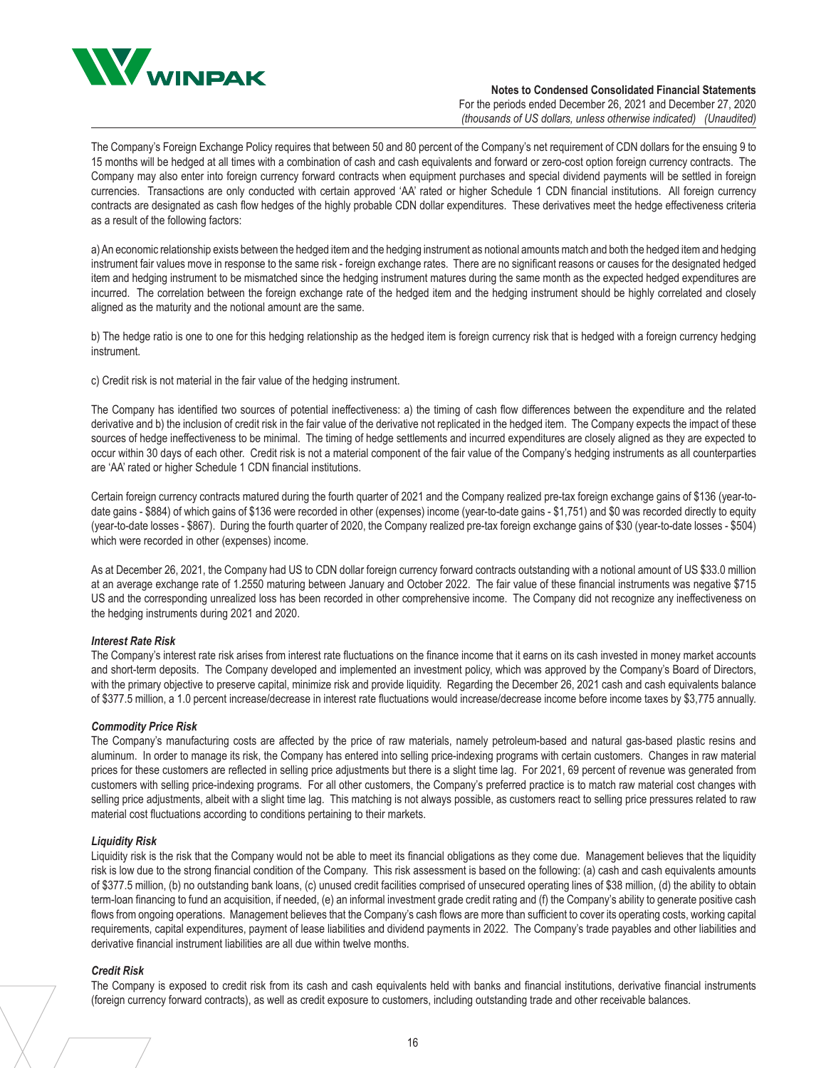The Company's Foreign Exchange Policy requires that between 50 and 80 percent of the Company's net requirement of CDN dollars for the ensuing 9 to 15 months will be hedged at all times with a combination of cash and cash equivalents and forward or zero-cost option foreign currency contracts. The Company may also enter into foreign currency forward contracts when equipment purchases and special dividend payments will be settled in foreign currencies. Transactions are only conducted with certain approved 'AA' rated or higher Schedule 1 CDN financial institutions. All foreign currency contracts are designated as cash flow hedges of the highly probable CDN dollar expenditures. These derivatives meet the hedge effectiveness criteria as a result of the following factors:

a) An economic relationship exists between the hedged item and the hedging instrument as notional amounts match and both the hedged item and hedging instrument fair values move in response to the same risk - foreign exchange rates. There are no significant reasons or causes for the designated hedged item and hedging instrument to be mismatched since the hedging instrument matures during the same month as the expected hedged expenditures are incurred. The correlation between the foreign exchange rate of the hedged item and the hedging instrument should be highly correlated and closely aligned as the maturity and the notional amount are the same.

b) The hedge ratio is one to one for this hedging relationship as the hedged item is foreign currency risk that is hedged with a foreign currency hedging instrument.

c) Credit risk is not material in the fair value of the hedging instrument.

The Company has identified two sources of potential ineffectiveness: a) the timing of cash flow differences between the expenditure and the related derivative and b) the inclusion of credit risk in the fair value of the derivative not replicated in the hedged item. The Company expects the impact of these sources of hedge ineffectiveness to be minimal. The timing of hedge settlements and incurred expenditures are closely aligned as they are expected to occur within 30 days of each other. Credit risk is not a material component of the fair value of the Company's hedging instruments as all counterparties are 'AA' rated or higher Schedule 1 CDN financial institutions.

Certain foreign currency contracts matured during the fourth quarter of 2021 and the Company realized pre-tax foreign exchange gains of $136 (year-to-date gains - $884) of which gains of $136 were recorded in other (expenses) income (year-to-date gains - $1,751) and $0 was recorded directly to equity (year-to-date losses - $867). During the fourth quarter of 2020, the Company realized pre-tax foreign exchange gains of $30 (year-to-date losses - $504) which were recorded in other (expenses) income.

As at December 26, 2021, the Company had US to CDN dollar foreign currency forward contracts outstanding with a notional amount of US $33.0 million at an average exchange rate of 1.2550 maturing between January and October 2022. The fair value of these financial instruments was negative $715 US and the corresponding unrealized loss has been recorded in other comprehensive income. The Company did not recognize any ineffectiveness on the hedging instruments during 2021 and 2020.

***Interest Rate Risk***

The Company's interest rate risk arises from interest rate fluctuations on the finance income that it earns on its cash invested in money market accounts and short-term deposits. The Company developed and implemented an investment policy, which was approved by the Company's Board of Directors, with the primary objective to preserve capital, minimize risk and provide liquidity. Regarding the December 26, 2021 cash and cash equivalents balance of $377.5 million, a 1.0 percent increase/decrease in interest rate fluctuations would increase/decrease income before income taxes by $3,775 annually.

***Commodity Price Risk***

The Company's manufacturing costs are affected by the price of raw materials, namely petroleum-based and natural gas-based plastic resins and aluminum. In order to manage its risk, the Company has entered into selling price-indexing programs with certain customers. Changes in raw material prices for these customers are reflected in selling price adjustments but there is a slight time lag. For 2021, 69 percent of revenue was generated from customers with selling price-indexing programs. For all other customers, the Company's preferred practice is to match raw material cost changes with selling price adjustments, albeit with a slight time lag. This matching is not always possible, as customers react to selling price pressures related to raw material cost fluctuations according to conditions pertaining to their markets.

***Liquidity Risk***

Liquidity risk is the risk that the Company would not be able to meet its financial obligations as they come due. Management believes that the liquidity risk is low due to the strong financial condition of the Company. This risk assessment is based on the following: (a) cash and cash equivalents amounts of $377.5 million, (b) no outstanding bank loans, (c) unused credit facilities comprised of unsecured operating lines of $38 million, (d) the ability to obtain term-loan financing to fund an acquisition, if needed, (e) an informal investment grade credit rating and (f) the Company's ability to generate positive cash flows from ongoing operations. Management believes that the Company's cash flows are more than sufficient to cover its operating costs, working capital requirements, capital expenditures, payment of lease liabilities and dividend payments in 2022. The Company's trade payables and other liabilities and derivative financial instrument liabilities are all due within twelve months.

***Credit Risk***

The Company is exposed to credit risk from its cash and cash equivalents held with banks and financial institutions, derivative financial instruments (foreign currency forward contracts), as well as credit exposure to customers, including outstanding trade and other receivable balances.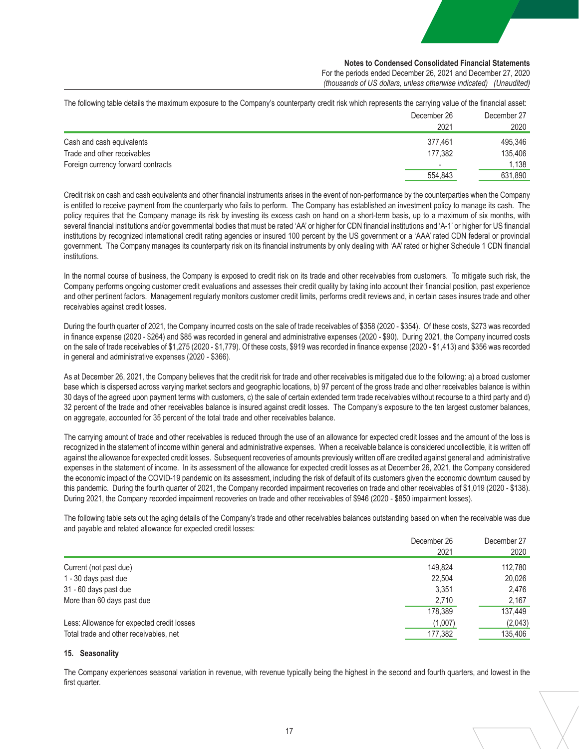The following table details the maximum exposure to the Company's counterparty credit risk which represents the carrying value of the financial asset:

| | December 26 2021 | December 27 2020 |
|---|---|---|
| Cash and cash equivalents | 377,461 | 495,346 |
| Trade and other receivables | 177,382 | 135,406 |
| Foreign currency forward contracts | - | 1,138 |
| | 554,843 | 631,890 |

Credit risk on cash and cash equivalents and other financial instruments arises in the event of non-performance by the counterparties when the Company is entitled to receive payment from the counterparty who fails to perform. The Company has established an investment policy to manage its cash. The policy requires that the Company manage its risk by investing its excess cash on hand on a short-term basis, up to a maximum of six months, with several financial institutions and/or governmental bodies that must be rated 'AA' or higher for CDN financial institutions and 'A-1' or higher for US financial institutions by recognized international credit rating agencies or insured 100 percent by the US government or a 'AAA' rated CDN federal or provincial government. The Company manages its counterparty risk on its financial instruments by only dealing with 'AA' rated or higher Schedule 1 CDN financial institutions.

In the normal course of business, the Company is exposed to credit risk on its trade and other receivables from customers. To mitigate such risk, the Company performs ongoing customer credit evaluations and assesses their credit quality by taking into account their financial position, past experience and other pertinent factors. Management regularly monitors customer credit limits, performs credit reviews and, in certain cases insures trade and other receivables against credit losses.

During the fourth quarter of 2021, the Company incurred costs on the sale of trade receivables of $358 (2020 - $354). Of these costs, $273 was recorded in finance expense (2020 - $264) and $85 was recorded in general and administrative expenses (2020 - $90). During 2021, the Company incurred costs on the sale of trade receivables of $1,275 (2020 - $1,779). Of these costs, $919 was recorded in finance expense (2020 - $1,413) and $356 was recorded in general and administrative expenses (2020 - $366).

As at December 26, 2021, the Company believes that the credit risk for trade and other receivables is mitigated due to the following: a) a broad customer base which is dispersed across varying market sectors and geographic locations, b) 97 percent of the gross trade and other receivables balance is within 30 days of the agreed upon payment terms with customers, c) the sale of certain extended term trade receivables without recourse to a third party and d) 32 percent of the trade and other receivables balance is insured against credit losses. The Company's exposure to the ten largest customer balances, on aggregate, accounted for 35 percent of the total trade and other receivables balance.

The carrying amount of trade and other receivables is reduced through the use of an allowance for expected credit losses and the amount of the loss is recognized in the statement of income within general and administrative expenses. When a receivable balance is considered uncollectible, it is written off against the allowance for expected credit losses. Subsequent recoveries of amounts previously written off are credited against general and administrative expenses in the statement of income. In its assessment of the allowance for expected credit losses as at December 26, 2021, the Company considered the economic impact of the COVID-19 pandemic on its assessment, including the risk of default of its customers given the economic downturn caused by this pandemic. During the fourth quarter of 2021, the Company recorded impairment recoveries on trade and other receivables of $1,019 (2020 - $138). During 2021, the Company recorded impairment recoveries on trade and other receivables of $946 (2020 - $850 impairment losses).

The following table sets out the aging details of the Company's trade and other receivables balances outstanding based on when the receivable was due and payable and related allowance for expected credit losses:

| | December 26 2021 | December 27 2020 |
|---|---|---|
| Current (not past due) | 149,824 | 112,780 |
| 1 - 30 days past due | 22,504 | 20,026 |
| 31 - 60 days past due | 3,351 | 2,476 |
| More than 60 days past due | 2,710 | 2,167 |
| | 178,389 | 137,449 |
| Less: Allowance for expected credit losses | (1,007) | (2,043) |
| Total trade and other receivables, net | 177,382 | 135,406 |

### 15. Seasonality

The Company experiences seasonal variation in revenue, with revenue typically being the highest in the second and fourth quarters, and lowest in the first quarter.